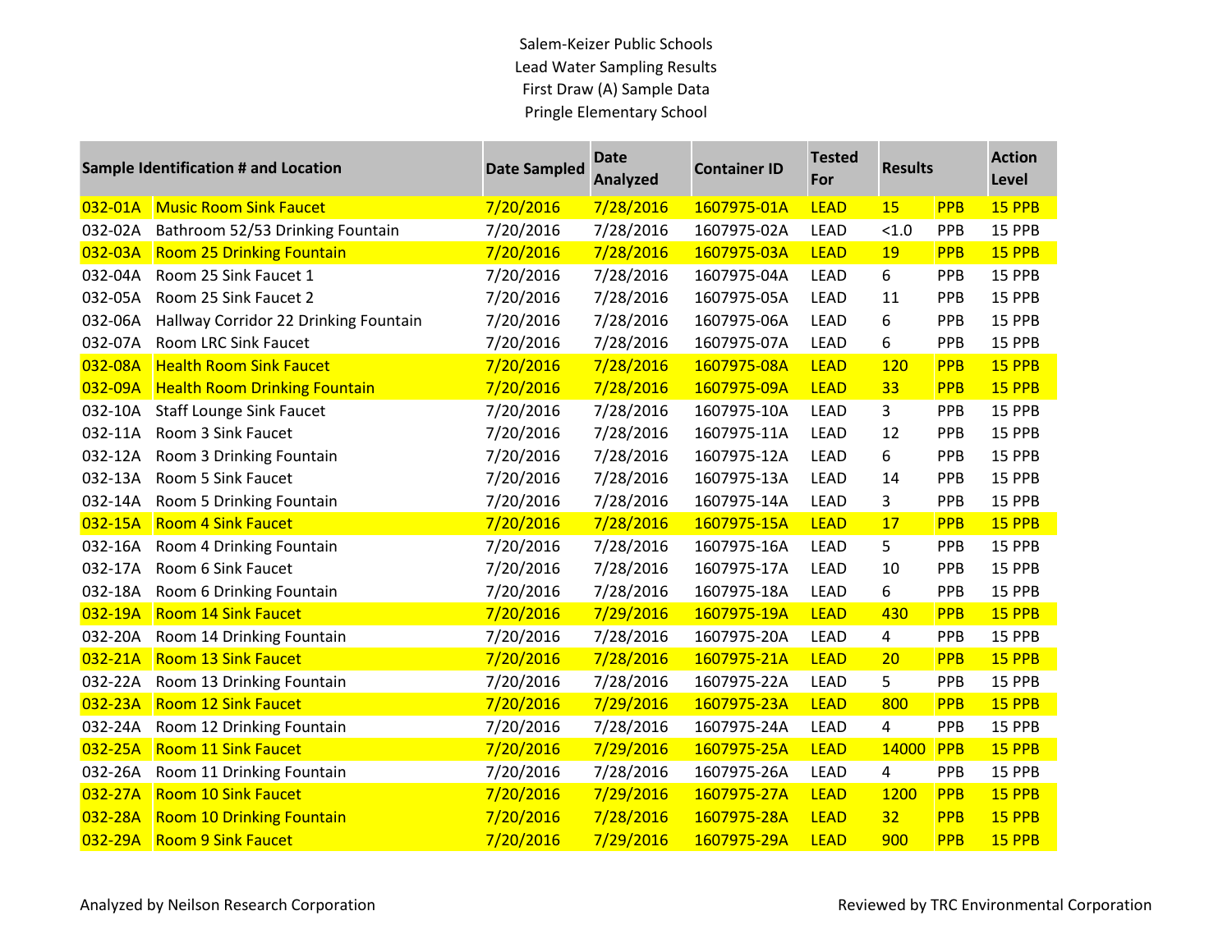Salem-Keizer Public Schools

Lead Water Sampling Results

First Draw (A) Sample Data

Pringle Elementary School

| Sample Identification # | Location | Date Sampled | Date Analyzed | Container ID | Tested For | Results | | Action Level |
|---|---|---|---|---|---|---|---|---|
| 032-01A | Music Room Sink Faucet | 7/20/2016 | 7/28/2016 | 1607975-01A | LEAD | 15 | PPB | 15 PPB |
| 032-02A | Bathroom 52/53 Drinking Fountain | 7/20/2016 | 7/28/2016 | 1607975-02A | LEAD | <1.0 | PPB | 15 PPB |
| 032-03A | Room 25 Drinking Fountain | 7/20/2016 | 7/28/2016 | 1607975-03A | LEAD | 19 | PPB | 15 PPB |
| 032-04A | Room 25 Sink Faucet 1 | 7/20/2016 | 7/28/2016 | 1607975-04A | LEAD | 6 | PPB | 15 PPB |
| 032-05A | Room 25 Sink Faucet 2 | 7/20/2016 | 7/28/2016 | 1607975-05A | LEAD | 11 | PPB | 15 PPB |
| 032-06A | Hallway Corridor 22 Drinking Fountain | 7/20/2016 | 7/28/2016 | 1607975-06A | LEAD | 6 | PPB | 15 PPB |
| 032-07A | Room LRC Sink Faucet | 7/20/2016 | 7/28/2016 | 1607975-07A | LEAD | 6 | PPB | 15 PPB |
| 032-08A | Health Room Sink Faucet | 7/20/2016 | 7/28/2016 | 1607975-08A | LEAD | 120 | PPB | 15 PPB |
| 032-09A | Health Room Drinking Fountain | 7/20/2016 | 7/28/2016 | 1607975-09A | LEAD | 33 | PPB | 15 PPB |
| 032-10A | Staff Lounge Sink Faucet | 7/20/2016 | 7/28/2016 | 1607975-10A | LEAD | 3 | PPB | 15 PPB |
| 032-11A | Room 3 Sink Faucet | 7/20/2016 | 7/28/2016 | 1607975-11A | LEAD | 12 | PPB | 15 PPB |
| 032-12A | Room 3 Drinking Fountain | 7/20/2016 | 7/28/2016 | 1607975-12A | LEAD | 6 | PPB | 15 PPB |
| 032-13A | Room 5 Sink Faucet | 7/20/2016 | 7/28/2016 | 1607975-13A | LEAD | 14 | PPB | 15 PPB |
| 032-14A | Room 5 Drinking Fountain | 7/20/2016 | 7/28/2016 | 1607975-14A | LEAD | 3 | PPB | 15 PPB |
| 032-15A | Room 4 Sink Faucet | 7/20/2016 | 7/28/2016 | 1607975-15A | LEAD | 17 | PPB | 15 PPB |
| 032-16A | Room 4 Drinking Fountain | 7/20/2016 | 7/28/2016 | 1607975-16A | LEAD | 5 | PPB | 15 PPB |
| 032-17A | Room 6 Sink Faucet | 7/20/2016 | 7/28/2016 | 1607975-17A | LEAD | 10 | PPB | 15 PPB |
| 032-18A | Room 6 Drinking Fountain | 7/20/2016 | 7/28/2016 | 1607975-18A | LEAD | 6 | PPB | 15 PPB |
| 032-19A | Room 14 Sink Faucet | 7/20/2016 | 7/29/2016 | 1607975-19A | LEAD | 430 | PPB | 15 PPB |
| 032-20A | Room 14 Drinking Fountain | 7/20/2016 | 7/28/2016 | 1607975-20A | LEAD | 4 | PPB | 15 PPB |
| 032-21A | Room 13 Sink Faucet | 7/20/2016 | 7/28/2016 | 1607975-21A | LEAD | 20 | PPB | 15 PPB |
| 032-22A | Room 13 Drinking Fountain | 7/20/2016 | 7/28/2016 | 1607975-22A | LEAD | 5 | PPB | 15 PPB |
| 032-23A | Room 12 Sink Faucet | 7/20/2016 | 7/29/2016 | 1607975-23A | LEAD | 800 | PPB | 15 PPB |
| 032-24A | Room 12 Drinking Fountain | 7/20/2016 | 7/28/2016 | 1607975-24A | LEAD | 4 | PPB | 15 PPB |
| 032-25A | Room 11 Sink Faucet | 7/20/2016 | 7/29/2016 | 1607975-25A | LEAD | 14000 | PPB | 15 PPB |
| 032-26A | Room 11 Drinking Fountain | 7/20/2016 | 7/28/2016 | 1607975-26A | LEAD | 4 | PPB | 15 PPB |
| 032-27A | Room 10 Sink Faucet | 7/20/2016 | 7/29/2016 | 1607975-27A | LEAD | 1200 | PPB | 15 PPB |
| 032-28A | Room 10 Drinking Fountain | 7/20/2016 | 7/28/2016 | 1607975-28A | LEAD | 32 | PPB | 15 PPB |
| 032-29A | Room 9 Sink Faucet | 7/20/2016 | 7/29/2016 | 1607975-29A | LEAD | 900 | PPB | 15 PPB |

Analyzed by Neilson Research Corporation

Reviewed by TRC Environmental Corporation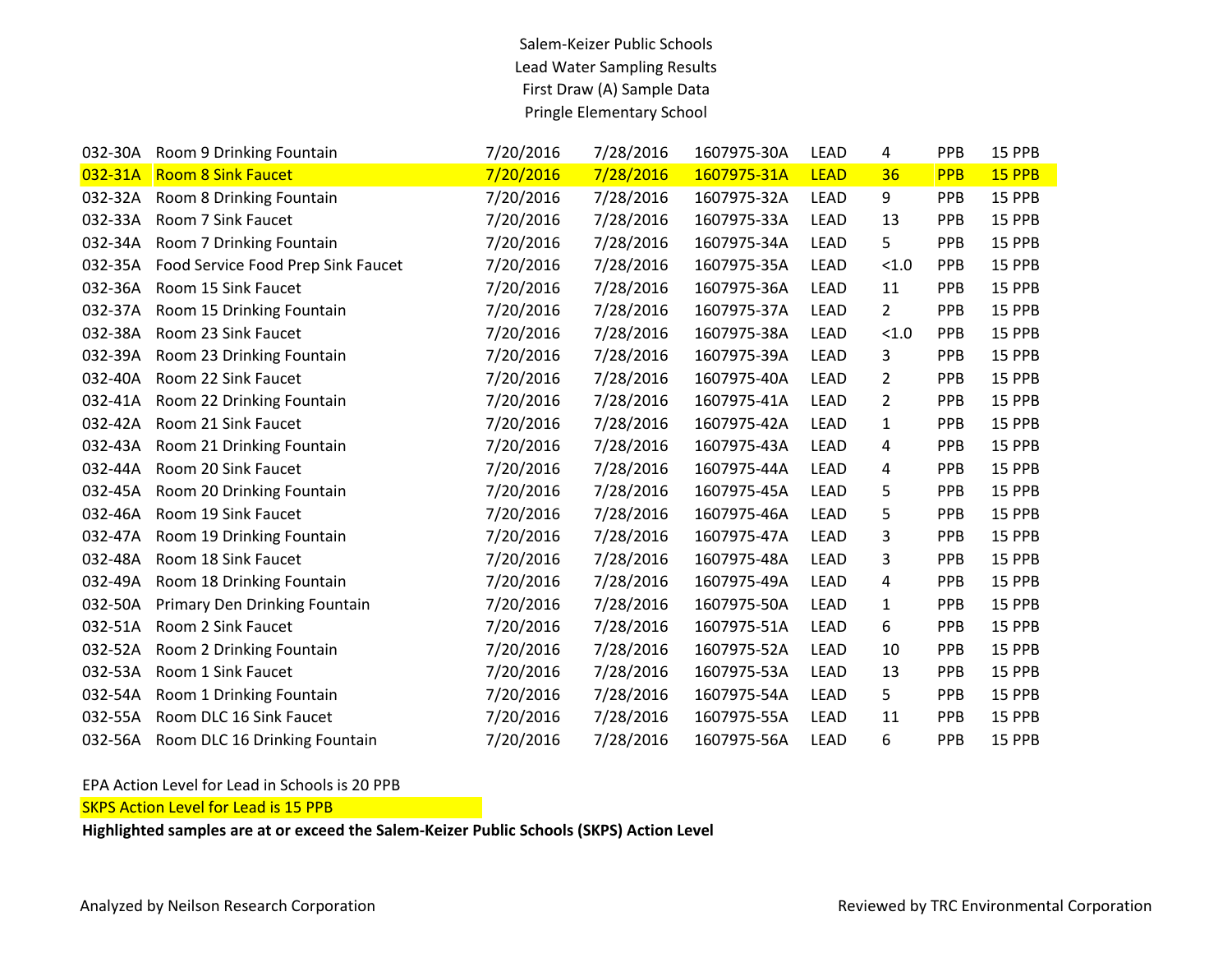Salem-Keizer Public Schools
Lead Water Sampling Results
First Draw (A) Sample Data
Pringle Elementary School

| | | | | | | | | |
|---|---|---|---|---|---|---|---|---|
| 032-30A | Room 9 Drinking Fountain | 7/20/2016 | 7/28/2016 | 1607975-30A | LEAD | 4 | PPB | 15 PPB |
| 032-31A | Room 8 Sink Faucet | 7/20/2016 | 7/28/2016 | 1607975-31A | LEAD | 36 | PPB | 15 PPB |
| 032-32A | Room 8 Drinking Fountain | 7/20/2016 | 7/28/2016 | 1607975-32A | LEAD | 9 | PPB | 15 PPB |
| 032-33A | Room 7 Sink Faucet | 7/20/2016 | 7/28/2016 | 1607975-33A | LEAD | 13 | PPB | 15 PPB |
| 032-34A | Room 7 Drinking Fountain | 7/20/2016 | 7/28/2016 | 1607975-34A | LEAD | 5 | PPB | 15 PPB |
| 032-35A | Food Service Food Prep Sink Faucet | 7/20/2016 | 7/28/2016 | 1607975-35A | LEAD | <1.0 | PPB | 15 PPB |
| 032-36A | Room 15 Sink Faucet | 7/20/2016 | 7/28/2016 | 1607975-36A | LEAD | 11 | PPB | 15 PPB |
| 032-37A | Room 15 Drinking Fountain | 7/20/2016 | 7/28/2016 | 1607975-37A | LEAD | 2 | PPB | 15 PPB |
| 032-38A | Room 23 Sink Faucet | 7/20/2016 | 7/28/2016 | 1607975-38A | LEAD | <1.0 | PPB | 15 PPB |
| 032-39A | Room 23 Drinking Fountain | 7/20/2016 | 7/28/2016 | 1607975-39A | LEAD | 3 | PPB | 15 PPB |
| 032-40A | Room 22 Sink Faucet | 7/20/2016 | 7/28/2016 | 1607975-40A | LEAD | 2 | PPB | 15 PPB |
| 032-41A | Room 22 Drinking Fountain | 7/20/2016 | 7/28/2016 | 1607975-41A | LEAD | 2 | PPB | 15 PPB |
| 032-42A | Room 21 Sink Faucet | 7/20/2016 | 7/28/2016 | 1607975-42A | LEAD | 1 | PPB | 15 PPB |
| 032-43A | Room 21 Drinking Fountain | 7/20/2016 | 7/28/2016 | 1607975-43A | LEAD | 4 | PPB | 15 PPB |
| 032-44A | Room 20 Sink Faucet | 7/20/2016 | 7/28/2016 | 1607975-44A | LEAD | 4 | PPB | 15 PPB |
| 032-45A | Room 20 Drinking Fountain | 7/20/2016 | 7/28/2016 | 1607975-45A | LEAD | 5 | PPB | 15 PPB |
| 032-46A | Room 19 Sink Faucet | 7/20/2016 | 7/28/2016 | 1607975-46A | LEAD | 5 | PPB | 15 PPB |
| 032-47A | Room 19 Drinking Fountain | 7/20/2016 | 7/28/2016 | 1607975-47A | LEAD | 3 | PPB | 15 PPB |
| 032-48A | Room 18 Sink Faucet | 7/20/2016 | 7/28/2016 | 1607975-48A | LEAD | 3 | PPB | 15 PPB |
| 032-49A | Room 18 Drinking Fountain | 7/20/2016 | 7/28/2016 | 1607975-49A | LEAD | 4 | PPB | 15 PPB |
| 032-50A | Primary Den Drinking Fountain | 7/20/2016 | 7/28/2016 | 1607975-50A | LEAD | 1 | PPB | 15 PPB |
| 032-51A | Room 2 Sink Faucet | 7/20/2016 | 7/28/2016 | 1607975-51A | LEAD | 6 | PPB | 15 PPB |
| 032-52A | Room 2 Drinking Fountain | 7/20/2016 | 7/28/2016 | 1607975-52A | LEAD | 10 | PPB | 15 PPB |
| 032-53A | Room 1 Sink Faucet | 7/20/2016 | 7/28/2016 | 1607975-53A | LEAD | 13 | PPB | 15 PPB |
| 032-54A | Room 1 Drinking Fountain | 7/20/2016 | 7/28/2016 | 1607975-54A | LEAD | 5 | PPB | 15 PPB |
| 032-55A | Room DLC 16 Sink Faucet | 7/20/2016 | 7/28/2016 | 1607975-55A | LEAD | 11 | PPB | 15 PPB |
| 032-56A | Room DLC 16 Drinking Fountain | 7/20/2016 | 7/28/2016 | 1607975-56A | LEAD | 6 | PPB | 15 PPB |

EPA Action Level for Lead in Schools is 20 PPB

SKPS Action Level for Lead is 15 PPB

**Highlighted samples are at or exceed the Salem-Keizer Public Schools (SKPS) Action Level**

Analyzed by Neilson Research Corporation

Reviewed by TRC Environmental Corporation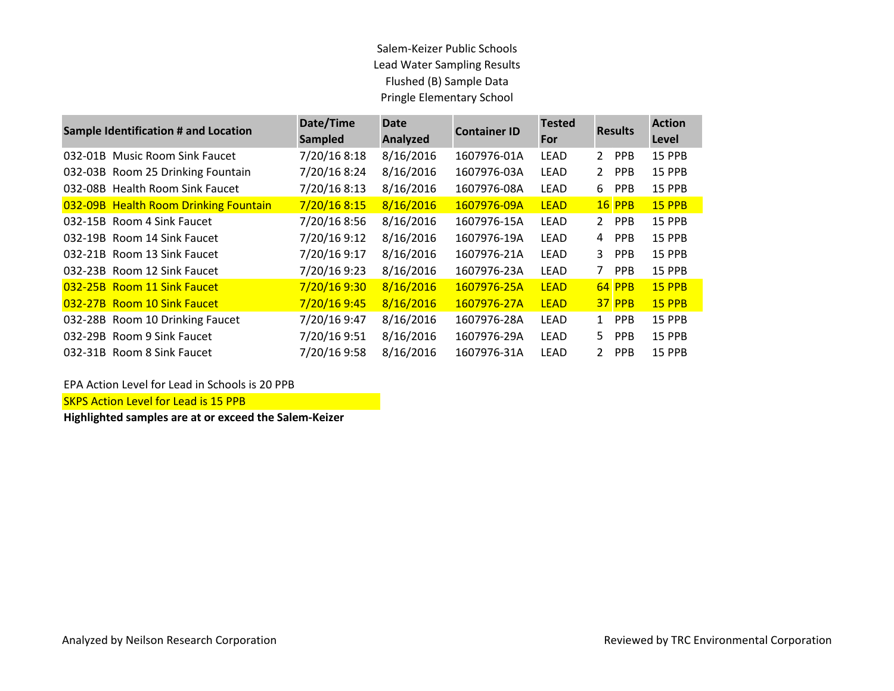Salem-Keizer Public Schools
Lead Water Sampling Results
Flushed (B) Sample Data
Pringle Elementary School

| Sample Identification # and Location | Date/Time Sampled | Date Analyzed | Container ID | Tested For | Results | | Action Level |
|---|---|---|---|---|---|---|---|
| 032-01B Music Room Sink Faucet | 7/20/16 8:18 | 8/16/2016 | 1607976-01A | LEAD | 2 | PPB | 15 PPB |
| 032-03B Room 25 Drinking Fountain | 7/20/16 8:24 | 8/16/2016 | 1607976-03A | LEAD | 2 | PPB | 15 PPB |
| 032-08B Health Room Sink Faucet | 7/20/16 8:13 | 8/16/2016 | 1607976-08A | LEAD | 6 | PPB | 15 PPB |
| 032-09B Health Room Drinking Fountain | 7/20/16 8:15 | 8/16/2016 | 1607976-09A | LEAD | 16 | PPB | 15 PPB |
| 032-15B Room 4 Sink Faucet | 7/20/16 8:56 | 8/16/2016 | 1607976-15A | LEAD | 2 | PPB | 15 PPB |
| 032-19B Room 14 Sink Faucet | 7/20/16 9:12 | 8/16/2016 | 1607976-19A | LEAD | 4 | PPB | 15 PPB |
| 032-21B Room 13 Sink Faucet | 7/20/16 9:17 | 8/16/2016 | 1607976-21A | LEAD | 3 | PPB | 15 PPB |
| 032-23B Room 12 Sink Faucet | 7/20/16 9:23 | 8/16/2016 | 1607976-23A | LEAD | 7 | PPB | 15 PPB |
| 032-25B Room 11 Sink Faucet | 7/20/16 9:30 | 8/16/2016 | 1607976-25A | LEAD | 64 | PPB | 15 PPB |
| 032-27B Room 10 Sink Faucet | 7/20/16 9:45 | 8/16/2016 | 1607976-27A | LEAD | 37 | PPB | 15 PPB |
| 032-28B Room 10 Drinking Faucet | 7/20/16 9:47 | 8/16/2016 | 1607976-28A | LEAD | 1 | PPB | 15 PPB |
| 032-29B Room 9 Sink Faucet | 7/20/16 9:51 | 8/16/2016 | 1607976-29A | LEAD | 5 | PPB | 15 PPB |
| 032-31B Room 8 Sink Faucet | 7/20/16 9:58 | 8/16/2016 | 1607976-31A | LEAD | 2 | PPB | 15 PPB |

EPA Action Level for Lead in Schools is 20 PPB

SKPS Action Level for Lead is 15 PPB

**Highlighted samples are at or exceed the Salem-Keizer**

Analyzed by Neilson Research Corporation

Reviewed by TRC Environmental Corporation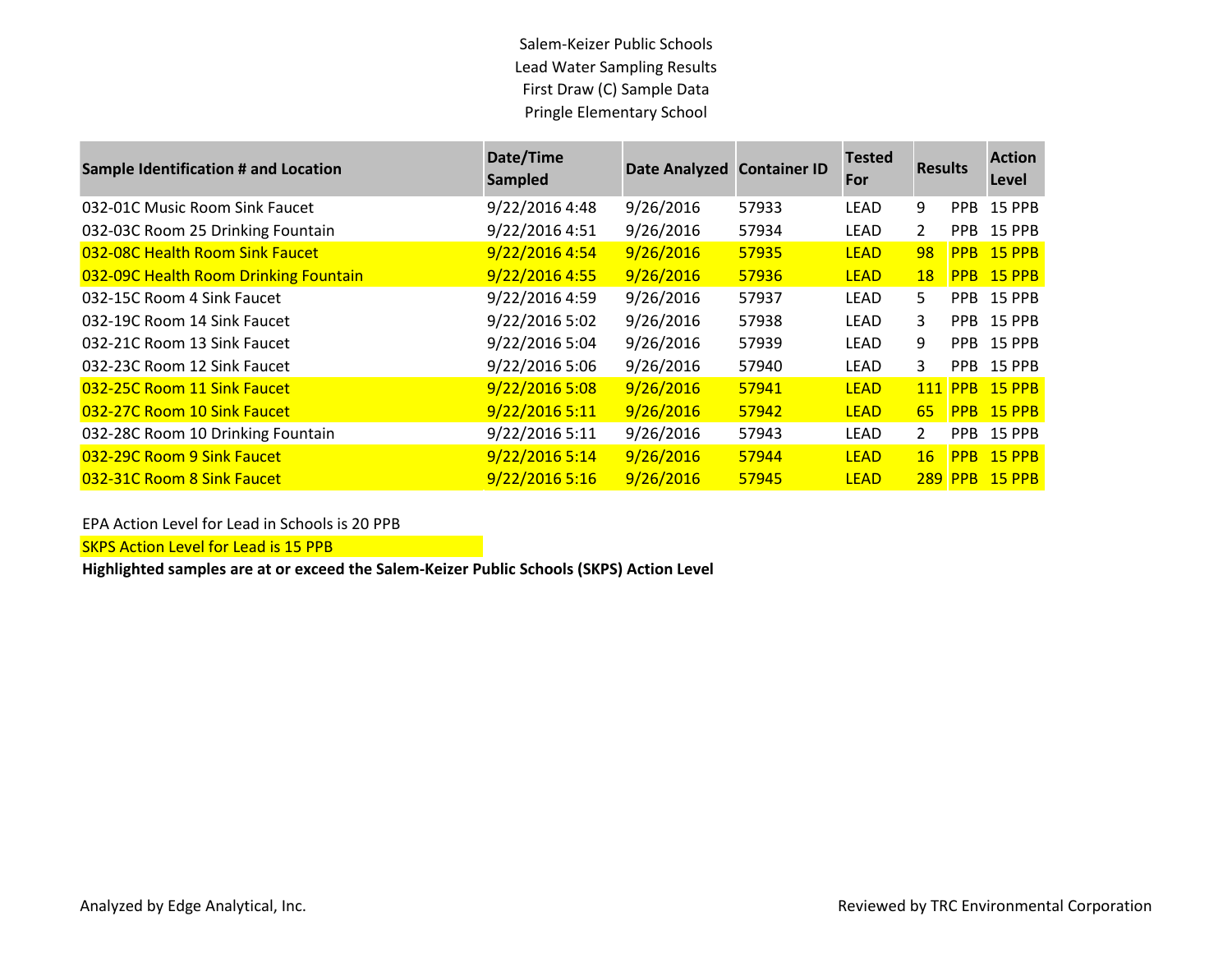Salem-Keizer Public Schools
Lead Water Sampling Results
First Draw (C) Sample Data
Pringle Elementary School

| Sample Identification # and Location | Date/Time Sampled | Date Analyzed | Container ID | Tested For | Results | | Action Level |
|---|---|---|---|---|---|---|---|
| 032-01C Music Room Sink Faucet | 9/22/2016 4:48 | 9/26/2016 | 57933 | LEAD | 9 | PPB | 15 PPB |
| 032-03C Room 25 Drinking Fountain | 9/22/2016 4:51 | 9/26/2016 | 57934 | LEAD | 2 | PPB | 15 PPB |
| 032-08C Health Room Sink Faucet | 9/22/2016 4:54 | 9/26/2016 | 57935 | LEAD | 98 | PPB | 15 PPB |
| 032-09C Health Room Drinking Fountain | 9/22/2016 4:55 | 9/26/2016 | 57936 | LEAD | 18 | PPB | 15 PPB |
| 032-15C Room 4 Sink Faucet | 9/22/2016 4:59 | 9/26/2016 | 57937 | LEAD | 5 | PPB | 15 PPB |
| 032-19C Room 14 Sink Faucet | 9/22/2016 5:02 | 9/26/2016 | 57938 | LEAD | 3 | PPB | 15 PPB |
| 032-21C Room 13 Sink Faucet | 9/22/2016 5:04 | 9/26/2016 | 57939 | LEAD | 9 | PPB | 15 PPB |
| 032-23C Room 12 Sink Faucet | 9/22/2016 5:06 | 9/26/2016 | 57940 | LEAD | 3 | PPB | 15 PPB |
| 032-25C Room 11 Sink Faucet | 9/22/2016 5:08 | 9/26/2016 | 57941 | LEAD | 111 | PPB | 15 PPB |
| 032-27C Room 10 Sink Faucet | 9/22/2016 5:11 | 9/26/2016 | 57942 | LEAD | 65 | PPB | 15 PPB |
| 032-28C Room 10 Drinking Fountain | 9/22/2016 5:11 | 9/26/2016 | 57943 | LEAD | 2 | PPB | 15 PPB |
| 032-29C Room 9 Sink Faucet | 9/22/2016 5:14 | 9/26/2016 | 57944 | LEAD | 16 | PPB | 15 PPB |
| 032-31C Room 8 Sink Faucet | 9/22/2016 5:16 | 9/26/2016 | 57945 | LEAD | 289 | PPB | 15 PPB |

EPA Action Level for Lead in Schools is 20 PPB

SKPS Action Level for Lead is 15 PPB

**Highlighted samples are at or exceed the Salem-Keizer Public Schools (SKPS) Action Level**

Analyzed by Edge Analytical, Inc.

Reviewed by TRC Environmental Corporation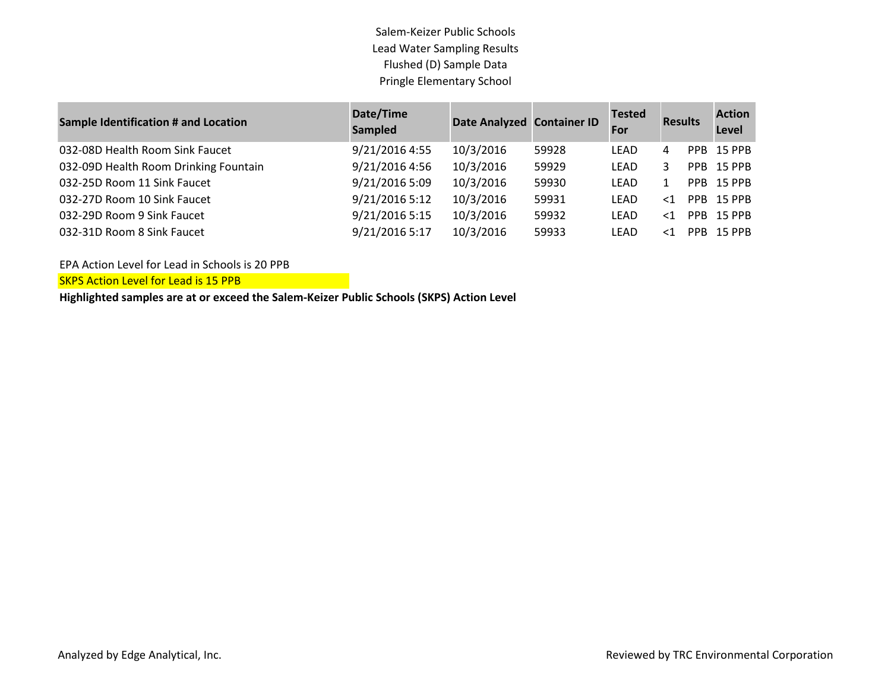Salem-Keizer Public Schools
Lead Water Sampling Results
Flushed (D) Sample Data
Pringle Elementary School

| Sample Identification # and Location | Date/Time Sampled | Date Analyzed | Container ID | Tested For | Results | | Action Level |
|---|---|---|---|---|---|---|---|
| 032-08D Health Room Sink Faucet | 9/21/2016 4:55 | 10/3/2016 | 59928 | LEAD | 4 | PPB | 15 PPB |
| 032-09D Health Room Drinking Fountain | 9/21/2016 4:56 | 10/3/2016 | 59929 | LEAD | 3 | PPB | 15 PPB |
| 032-25D Room 11 Sink Faucet | 9/21/2016 5:09 | 10/3/2016 | 59930 | LEAD | 1 | PPB | 15 PPB |
| 032-27D Room 10 Sink Faucet | 9/21/2016 5:12 | 10/3/2016 | 59931 | LEAD | <1 | PPB | 15 PPB |
| 032-29D Room 9 Sink Faucet | 9/21/2016 5:15 | 10/3/2016 | 59932 | LEAD | <1 | PPB | 15 PPB |
| 032-31D Room 8 Sink Faucet | 9/21/2016 5:17 | 10/3/2016 | 59933 | LEAD | <1 | PPB | 15 PPB |

EPA Action Level for Lead in Schools is 20 PPB

SKPS Action Level for Lead is 15 PPB

**Highlighted samples are at or exceed the Salem-Keizer Public Schools (SKPS) Action Level**

Analyzed by Edge Analytical, Inc.

Reviewed by TRC Environmental Corporation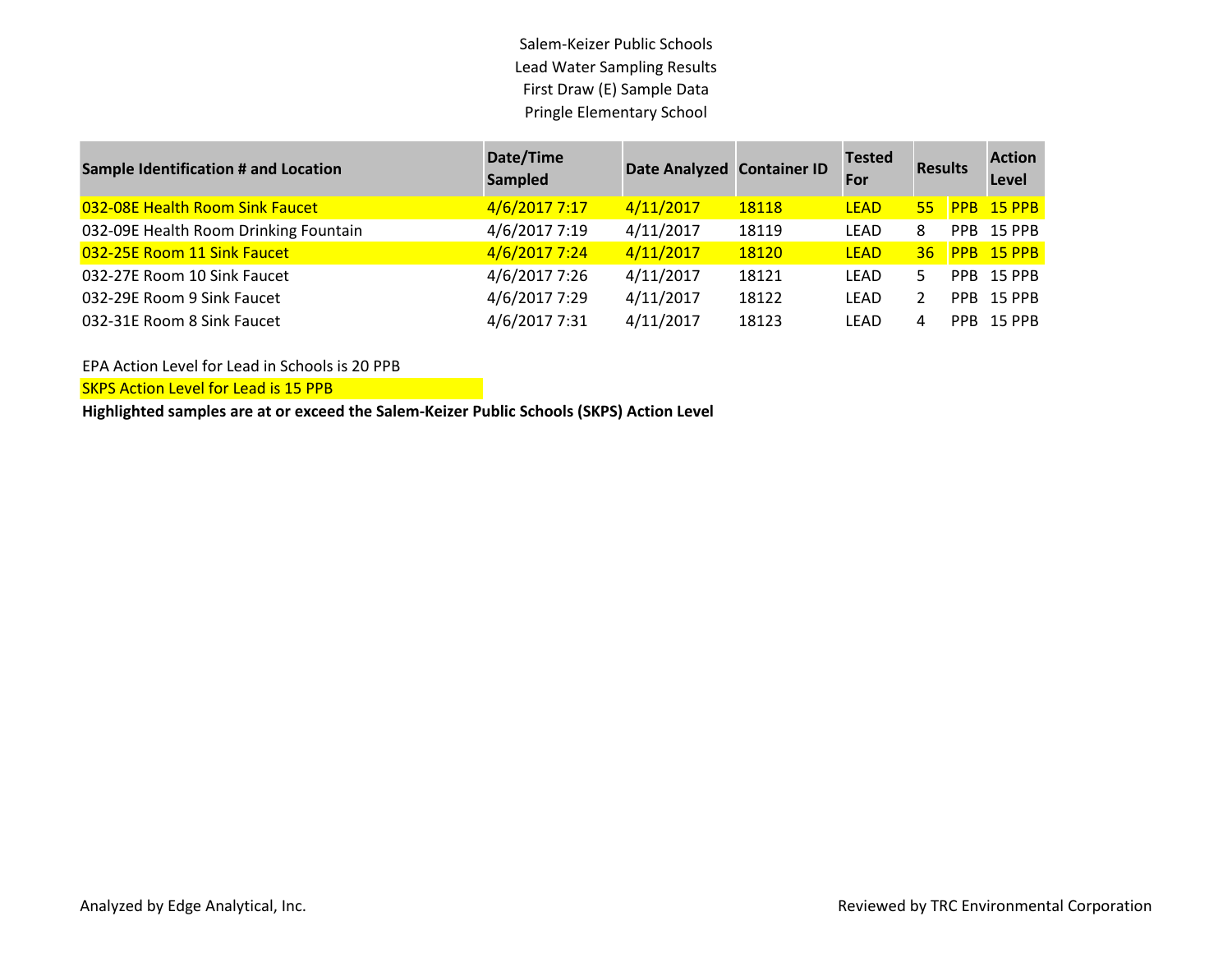Salem-Keizer Public Schools
Lead Water Sampling Results
First Draw (E) Sample Data
Pringle Elementary School

| Sample Identification # and Location | Date/Time Sampled | Date Analyzed | Container ID | Tested For | Results | | Action Level |
|---|---|---|---|---|---|---|---|
| 032-08E Health Room Sink Faucet | 4/6/2017 7:17 | 4/11/2017 | 18118 | LEAD | 55 | PPB | 15 PPB |
| 032-09E Health Room Drinking Fountain | 4/6/2017 7:19 | 4/11/2017 | 18119 | LEAD | 8 | PPB | 15 PPB |
| 032-25E Room 11 Sink Faucet | 4/6/2017 7:24 | 4/11/2017 | 18120 | LEAD | 36 | PPB | 15 PPB |
| 032-27E Room 10 Sink Faucet | 4/6/2017 7:26 | 4/11/2017 | 18121 | LEAD | 5 | PPB | 15 PPB |
| 032-29E Room 9 Sink Faucet | 4/6/2017 7:29 | 4/11/2017 | 18122 | LEAD | 2 | PPB | 15 PPB |
| 032-31E Room 8 Sink Faucet | 4/6/2017 7:31 | 4/11/2017 | 18123 | LEAD | 4 | PPB | 15 PPB |

EPA Action Level for Lead in Schools is 20 PPB

SKPS Action Level for Lead is 15 PPB

**Highlighted samples are at or exceed the Salem-Keizer Public Schools (SKPS) Action Level**

Analyzed by Edge Analytical, Inc.

Reviewed by TRC Environmental Corporation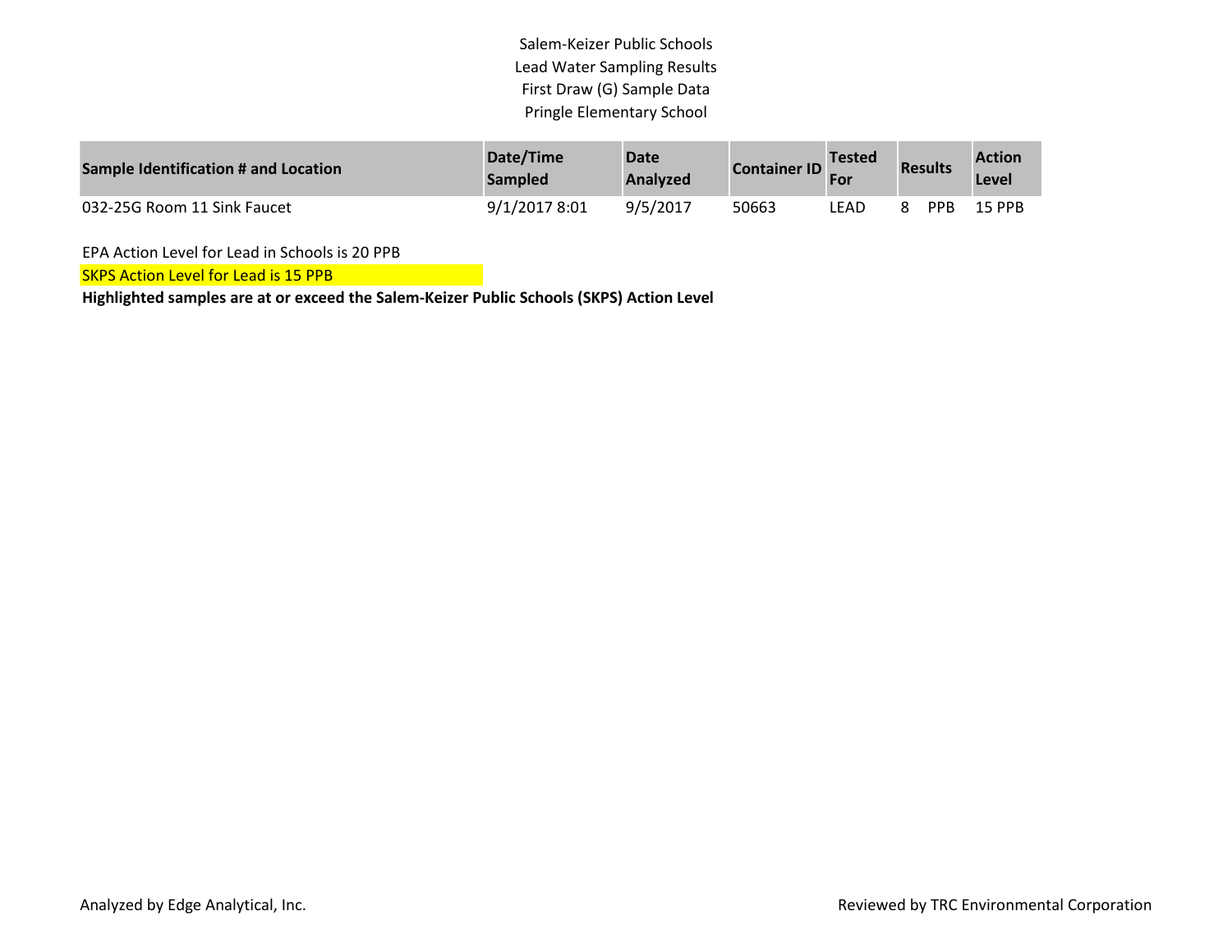Salem-Keizer Public Schools
Lead Water Sampling Results
First Draw (G) Sample Data
Pringle Elementary School

| Sample Identification # and Location | Date/Time Sampled | Date Analyzed | Container ID | Tested For | Results | Action Level |
|---|---|---|---|---|---|---|
| 032-25G Room 11 Sink Faucet | 9/1/2017 8:01 | 9/5/2017 | 50663 | LEAD | 8 PPB | 15 PPB |

EPA Action Level for Lead in Schools is 20 PPB

SKPS Action Level for Lead is 15 PPB

**Highlighted samples are at or exceed the Salem-Keizer Public Schools (SKPS) Action Level**

Analyzed by Edge Analytical, Inc.

Reviewed by TRC Environmental Corporation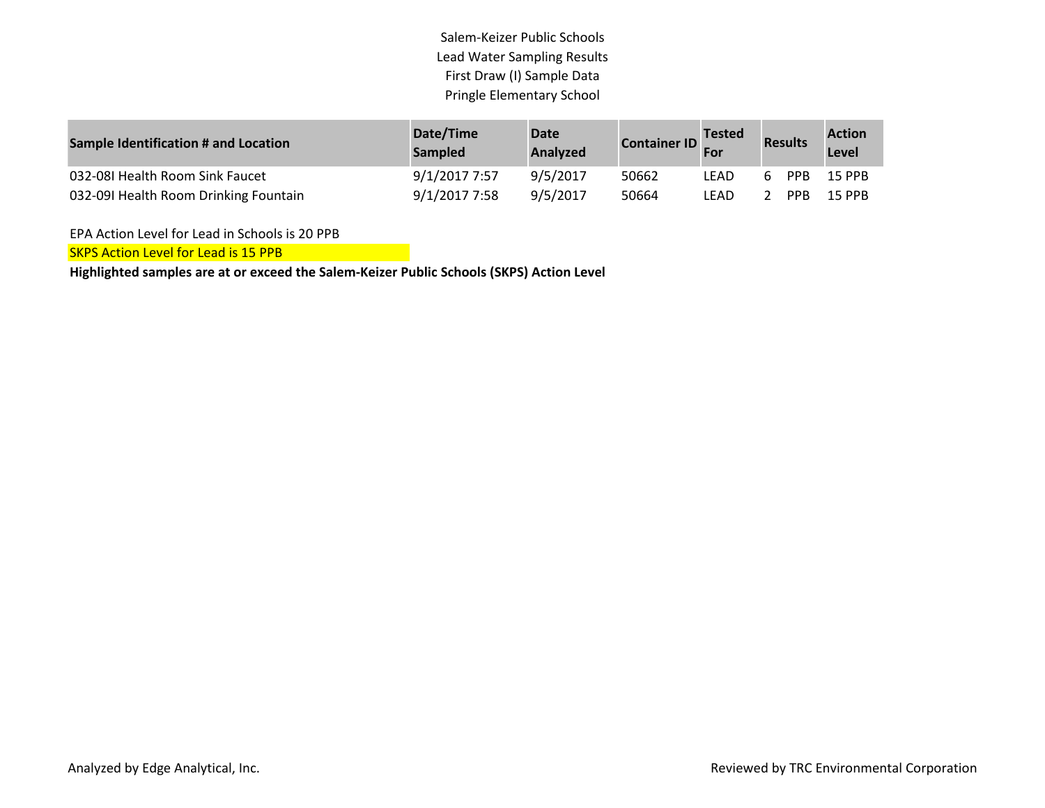Salem-Keizer Public Schools
Lead Water Sampling Results
First Draw (I) Sample Data
Pringle Elementary School

| Sample Identification # and Location | Date/Time Sampled | Date Analyzed | Container ID | Tested For | Results | | Action Level |
|---|---|---|---|---|---|---|---|
| 032-08I Health Room Sink Faucet | 9/1/2017 7:57 | 9/5/2017 | 50662 | LEAD | 6 | PPB | 15 PPB |
| 032-09I Health Room Drinking Fountain | 9/1/2017 7:58 | 9/5/2017 | 50664 | LEAD | 2 | PPB | 15 PPB |

EPA Action Level for Lead in Schools is 20 PPB

SKPS Action Level for Lead is 15 PPB

**Highlighted samples are at or exceed the Salem-Keizer Public Schools (SKPS) Action Level**

Analyzed by Edge Analytical, Inc.

Reviewed by TRC Environmental Corporation